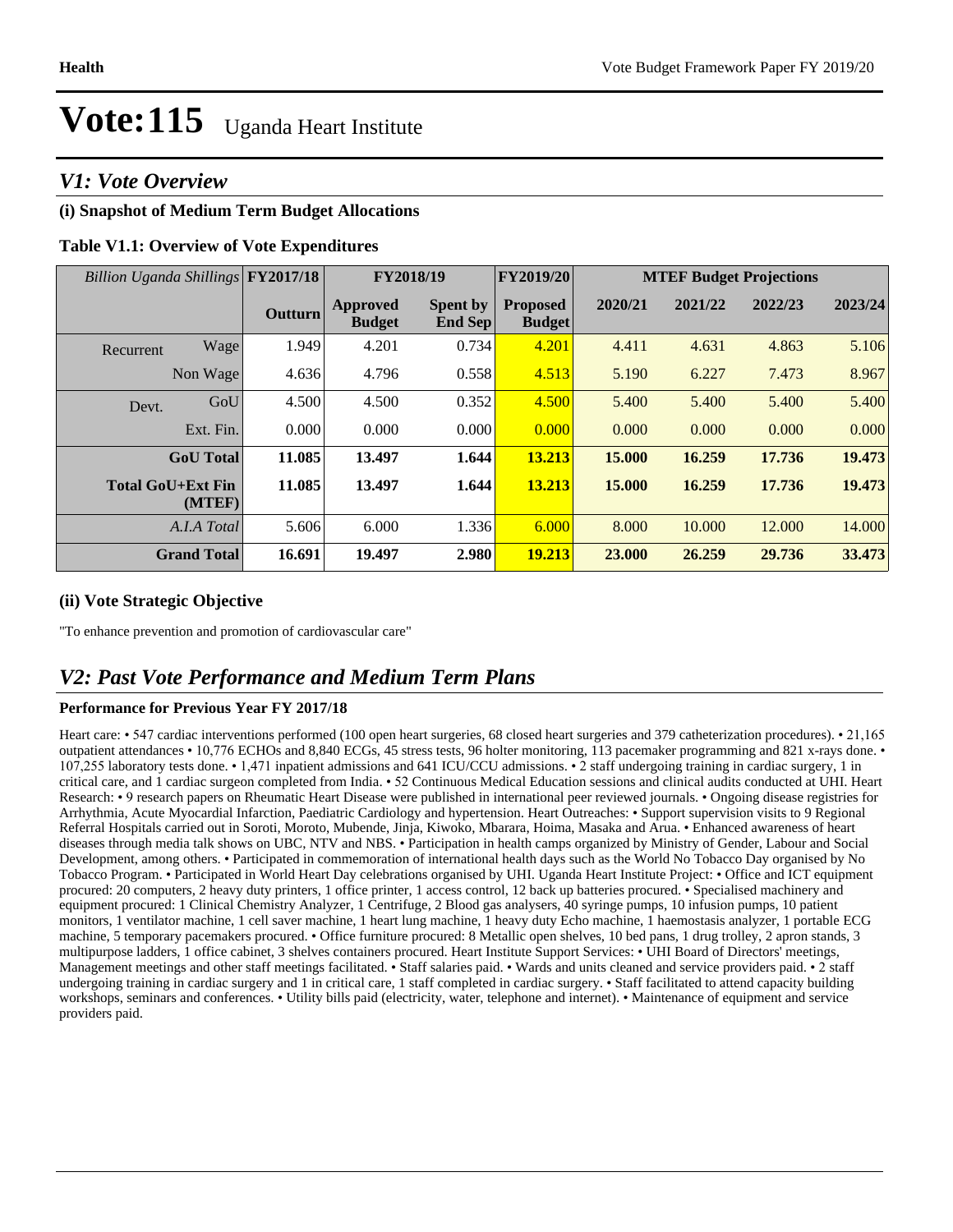# Vote:115 Uganda Heart Institute

## V1: Vote Overview

### (i) Snapshot of Medium Term Budget Allocations

**Table V1.1: Overview of Vote Expenditures**

| *Billion Uganda Shillings* | | FY2017/18 | FY2018/19 | | FY2019/20 | MTEF Budget Projections | | | |
|---|---|---|---|---|---|---|---|---|---|
| | | Outturn | Approved Budget | Spent by End Sep | Proposed Budget | 2020/21 | 2021/22 | 2022/23 | 2023/24 |
| Recurrent | Wage | 1.949 | 4.201 | 0.734 | 4.201 | 4.411 | 4.631 | 4.863 | 5.106 |
| | Non Wage | 4.636 | 4.796 | 0.558 | 4.513 | 5.190 | 6.227 | 7.473 | 8.967 |
| Devt. | GoU | 4.500 | 4.500 | 0.352 | 4.500 | 5.400 | 5.400 | 5.400 | 5.400 |
| | Ext. Fin. | 0.000 | 0.000 | 0.000 | 0.000 | 0.000 | 0.000 | 0.000 | 0.000 |
| **GoU Total** | | **11.085** | **13.497** | **1.644** | **13.213** | **15.000** | **16.259** | **17.736** | **19.473** |
| **Total GoU+Ext Fin (MTEF)** | | **11.085** | **13.497** | **1.644** | **13.213** | **15.000** | **16.259** | **17.736** | **19.473** |
| *A.I.A Total* | | 5.606 | 6.000 | 1.336 | 6.000 | 8.000 | 10.000 | 12.000 | 14.000 |
| **Grand Total** | | **16.691** | **19.497** | **2.980** | **19.213** | **23.000** | **26.259** | **29.736** | **33.473** |

### (ii) Vote Strategic Objective

"To enhance prevention and promotion of cardiovascular care"

## V2: Past Vote Performance and Medium Term Plans

**Performance for Previous Year FY 2017/18**

Heart care: • 547 cardiac interventions performed (100 open heart surgeries, 68 closed heart surgeries and 379 catheterization procedures). • 21,165 outpatient attendances • 10,776 ECHOs and 8,840 ECGs, 45 stress tests, 96 holter monitoring, 113 pacemaker programming and 821 x-rays done. • 107,255 laboratory tests done. • 1,471 inpatient admissions and 641 ICU/CCU admissions. • 2 staff undergoing training in cardiac surgery, 1 in critical care, and 1 cardiac surgeon completed from India. • 52 Continuous Medical Education sessions and clinical audits conducted at UHI. Heart Research: • 9 research papers on Rheumatic Heart Disease were published in international peer reviewed journals. • Ongoing disease registries for Arrhythmia, Acute Myocardial Infarction, Paediatric Cardiology and hypertension. Heart Outreaches: • Support supervision visits to 9 Regional Referral Hospitals carried out in Soroti, Moroto, Mubende, Jinja, Kiwoko, Mbarara, Hoima, Masaka and Arua. • Enhanced awareness of heart diseases through media talk shows on UBC, NTV and NBS. • Participation in health camps organized by Ministry of Gender, Labour and Social Development, among others. • Participated in commemoration of international health days such as the World No Tobacco Day organised by No Tobacco Program. • Participated in World Heart Day celebrations organised by UHI. Uganda Heart Institute Project: • Office and ICT equipment procured: 20 computers, 2 heavy duty printers, 1 office printer, 1 access control, 12 back up batteries procured. • Specialised machinery and equipment procured: 1 Clinical Chemistry Analyzer, 1 Centrifuge, 2 Blood gas analysers, 40 syringe pumps, 10 infusion pumps, 10 patient monitors, 1 ventilator machine, 1 cell saver machine, 1 heart lung machine, 1 heavy duty Echo machine, 1 haemostasis analyzer, 1 portable ECG machine, 5 temporary pacemakers procured. • Office furniture procured: 8 Metallic open shelves, 10 bed pans, 1 drug trolley, 2 apron stands, 3 multipurpose ladders, 1 office cabinet, 3 shelves containers procured. Heart Institute Support Services: • UHI Board of Directors' meetings, Management meetings and other staff meetings facilitated. • Staff salaries paid. • Wards and units cleaned and service providers paid. • 2 staff undergoing training in cardiac surgery and 1 in critical care, 1 staff completed in cardiac surgery. • Staff facilitated to attend capacity building workshops, seminars and conferences. • Utility bills paid (electricity, water, telephone and internet). • Maintenance of equipment and service providers paid.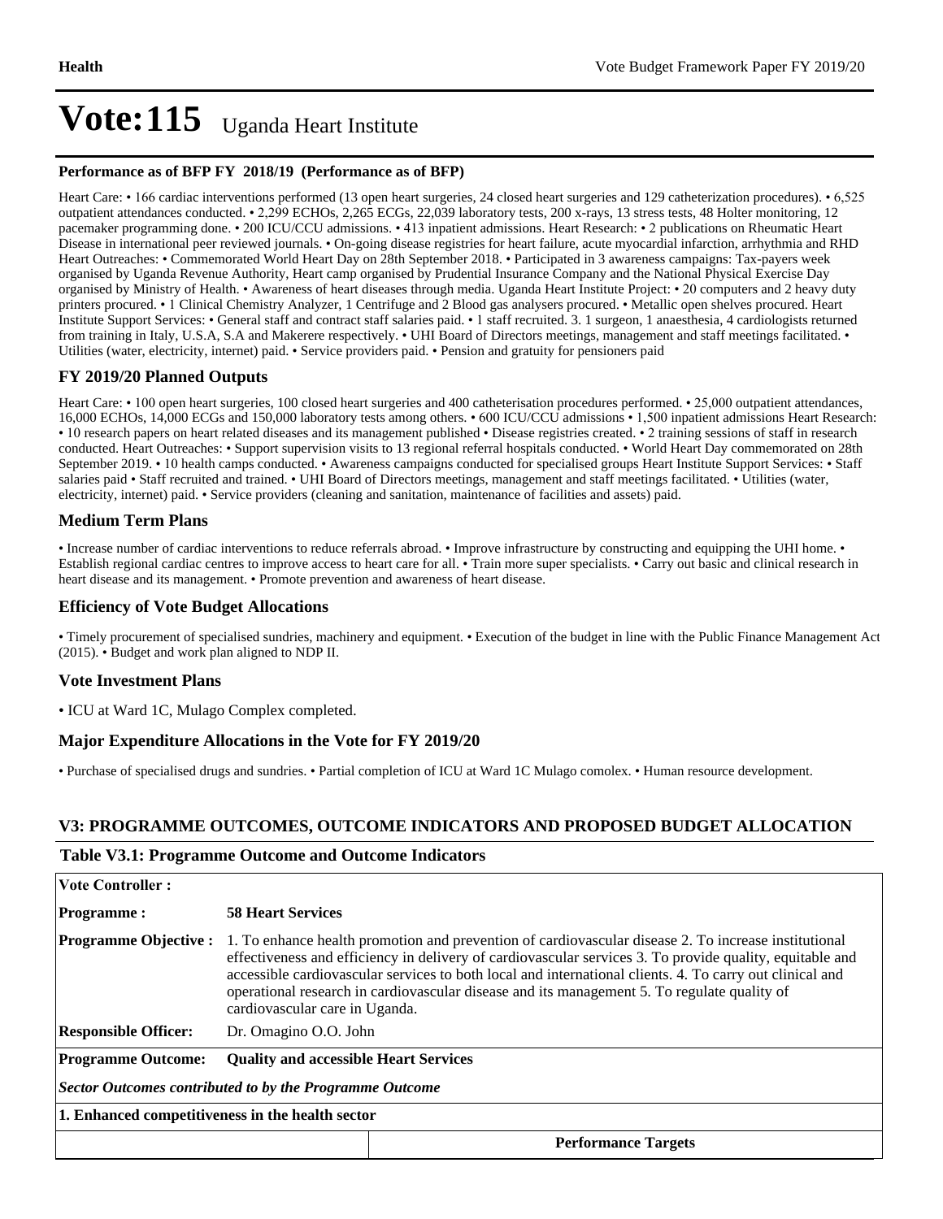# Vote:115 Uganda Heart Institute

**Performance as of BFP FY 2018/19 (Performance as of BFP)**

Heart Care: • 166 cardiac interventions performed (13 open heart surgeries, 24 closed heart surgeries and 129 catheterization procedures). • 6,525 outpatient attendances conducted. • 2,299 ECHOs, 2,265 ECGs, 22,039 laboratory tests, 200 x-rays, 13 stress tests, 48 Holter monitoring, 12 pacemaker programming done. • 200 ICU/CCU admissions. • 413 inpatient admissions. Heart Research: • 2 publications on Rheumatic Heart Disease in international peer reviewed journals. • On-going disease registries for heart failure, acute myocardial infarction, arrhythmia and RHD Heart Outreaches: • Commemorated World Heart Day on 28th September 2018. • Participated in 3 awareness campaigns: Tax-payers week organised by Uganda Revenue Authority, Heart camp organised by Prudential Insurance Company and the National Physical Exercise Day organised by Ministry of Health. • Awareness of heart diseases through media. Uganda Heart Institute Project: • 20 computers and 2 heavy duty printers procured. • 1 Clinical Chemistry Analyzer, 1 Centrifuge and 2 Blood gas analysers procured. • Metallic open shelves procured. Heart Institute Support Services: • General staff and contract staff salaries paid. • 1 staff recruited. 3. 1 surgeon, 1 anaesthesia, 4 cardiologists returned from training in Italy, U.S.A, S.A and Makerere respectively. • UHI Board of Directors meetings, management and staff meetings facilitated. • Utilities (water, electricity, internet) paid. • Service providers paid. • Pension and gratuity for pensioners paid

## FY 2019/20 Planned Outputs

Heart Care: • 100 open heart surgeries, 100 closed heart surgeries and 400 catheterisation procedures performed. • 25,000 outpatient attendances, 16,000 ECHOs, 14,000 ECGs and 150,000 laboratory tests among others. • 600 ICU/CCU admissions • 1,500 inpatient admissions Heart Research: • 10 research papers on heart related diseases and its management published • Disease registries created. • 2 training sessions of staff in research conducted. Heart Outreaches: • Support supervision visits to 13 regional referral hospitals conducted. • World Heart Day commemorated on 28th September 2019. • 10 health camps conducted. • Awareness campaigns conducted for specialised groups Heart Institute Support Services: • Staff salaries paid • Staff recruited and trained. • UHI Board of Directors meetings, management and staff meetings facilitated. • Utilities (water, electricity, internet) paid. • Service providers (cleaning and sanitation, maintenance of facilities and assets) paid.

## Medium Term Plans

• Increase number of cardiac interventions to reduce referrals abroad. • Improve infrastructure by constructing and equipping the UHI home. • Establish regional cardiac centres to improve access to heart care for all. • Train more super specialists. • Carry out basic and clinical research in heart disease and its management. • Promote prevention and awareness of heart disease.

## Efficiency of Vote Budget Allocations

• Timely procurement of specialised sundries, machinery and equipment. • Execution of the budget in line with the Public Finance Management Act (2015). • Budget and work plan aligned to NDP II.

## Vote Investment Plans

• ICU at Ward 1C, Mulago Complex completed.

## Major Expenditure Allocations in the Vote for FY 2019/20

• Purchase of specialised drugs and sundries. • Partial completion of ICU at Ward 1C Mulago comolex. • Human resource development.

## V3: PROGRAMME OUTCOMES, OUTCOME INDICATORS AND PROPOSED BUDGET ALLOCATION

### Table V3.1: Programme Outcome and Outcome Indicators

| | |
|---|---|
| **Vote Controller :** | |
| **Programme :** | **58 Heart Services** |
| **Programme Objective :** | 1. To enhance health promotion and prevention of cardiovascular disease 2. To increase institutional effectiveness and efficiency in delivery of cardiovascular services 3. To provide quality, equitable and accessible cardiovascular services to both local and international clients. 4. To carry out clinical and operational research in cardiovascular disease and its management 5. To regulate quality of cardiovascular care in Uganda. |
| **Responsible Officer:** | Dr. Omagino O.O. John |
| **Programme Outcome:** | **Quality and accessible Heart Services** |
| ***Sector Outcomes contributed to by the Programme Outcome*** | |
| **1. Enhanced competitiveness in the health sector** | |
| | **Performance Targets** |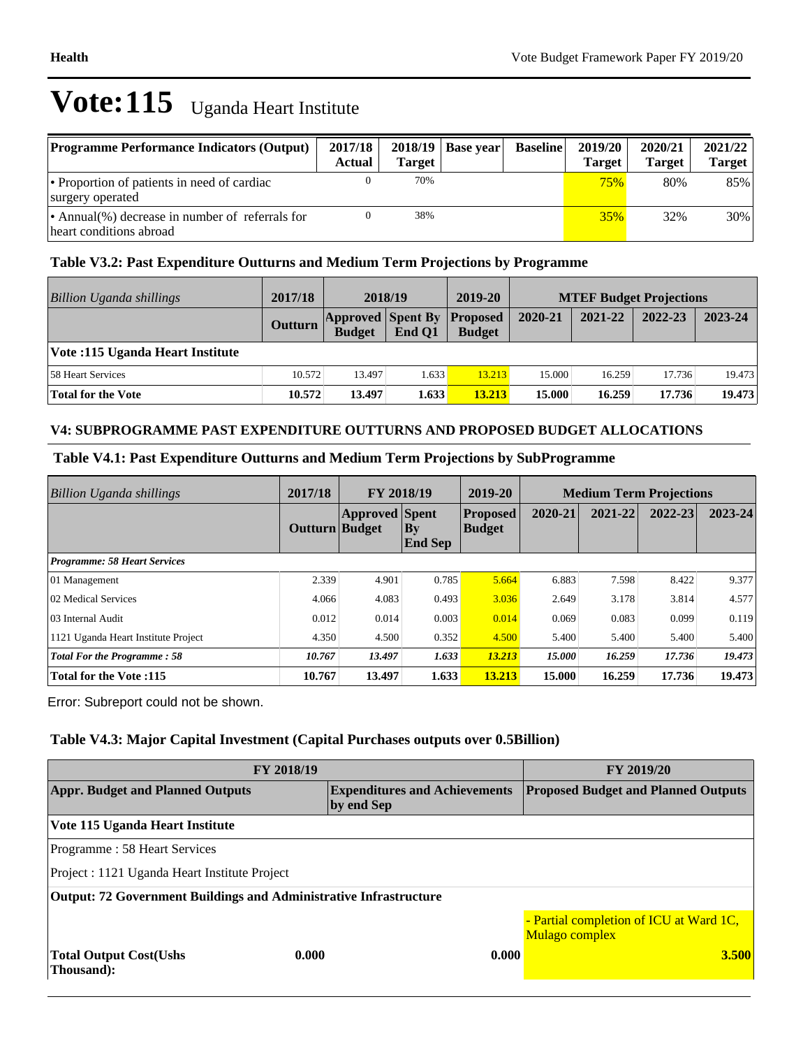# Vote:115 Uganda Heart Institute

| Programme Performance Indicators (Output) | 2017/18 Actual | 2018/19 Target | Base year | Baseline | 2019/20 Target | 2020/21 Target | 2021/22 Target |
|---|---|---|---|---|---|---|---|
| • Proportion of patients in need of cardiac surgery operated | 0 | 70% | | | 75% | 80% | 85% |
| • Annual(%) decrease in number of referrals for heart conditions abroad | 0 | 38% | | | 35% | 32% | 30% |

### Table V3.2: Past Expenditure Outturns and Medium Term Projections by Programme

| Billion Uganda shillings | 2017/18 | 2018/19 | | 2019-20 | MTEF Budget Projections | | | |
|---|---|---|---|---|---|---|---|---|
| | Outturn | Approved Budget | Spent By End Q1 | Proposed Budget | 2020-21 | 2021-22 | 2022-23 | 2023-24 |
| **Vote :115 Uganda Heart Institute** | | | | | | | | |
| 58 Heart Services | 10.572 | 13.497 | 1.633 | 13.213 | 15.000 | 16.259 | 17.736 | 19.473 |
| **Total for the Vote** | **10.572** | **13.497** | **1.633** | **13.213** | **15.000** | **16.259** | **17.736** | **19.473** |

### V4: SUBPROGRAMME PAST EXPENDITURE OUTTURNS AND PROPOSED BUDGET ALLOCATIONS

### Table V4.1: Past Expenditure Outturns and Medium Term Projections by SubProgramme

| Billion Uganda shillings | 2017/18 | FY 2018/19 | | 2019-20 | Medium Term Projections | | | |
|---|---|---|---|---|---|---|---|---|
| | Outturn | Approved Budget | Spent By End Sep | Proposed Budget | 2020-21 | 2021-22 | 2022-23 | 2023-24 |
| ***Programme: 58 Heart Services*** | | | | | | | | |
| 01 Management | 2.339 | 4.901 | 0.785 | 5.664 | 6.883 | 7.598 | 8.422 | 9.377 |
| 02 Medical Services | 4.066 | 4.083 | 0.493 | 3.036 | 2.649 | 3.178 | 3.814 | 4.577 |
| 03 Internal Audit | 0.012 | 0.014 | 0.003 | 0.014 | 0.069 | 0.083 | 0.099 | 0.119 |
| 1121 Uganda Heart Institute Project | 4.350 | 4.500 | 0.352 | 4.500 | 5.400 | 5.400 | 5.400 | 5.400 |
| ***Total For the Programme : 58*** | ***10.767*** | ***13.497*** | ***1.633*** | ***13.213*** | ***15.000*** | ***16.259*** | ***17.736*** | ***19.473*** |
| **Total for the Vote :115** | **10.767** | **13.497** | **1.633** | **13.213** | **15.000** | **16.259** | **17.736** | **19.473** |

Error: Subreport could not be shown.

### Table V4.3: Major Capital Investment (Capital Purchases outputs over 0.5Billion)

| FY 2018/19 | | FY 2019/20 |
|---|---|---|
| **Appr. Budget and Planned Outputs** | **Expenditures and Achievements by end Sep** | **Proposed Budget and Planned Outputs** |
| **Vote 115 Uganda Heart Institute** | | |
| Programme : 58 Heart Services | | |
| Project : 1121 Uganda Heart Institute Project | | |
| **Output: 72 Government Buildings and Administrative Infrastructure** | | |
| | | - Partial completion of ICU at Ward 1C, Mulago complex |
| **Total Output Cost(Ushs Thousand):** 0.000 | 0.000 | **3.500** |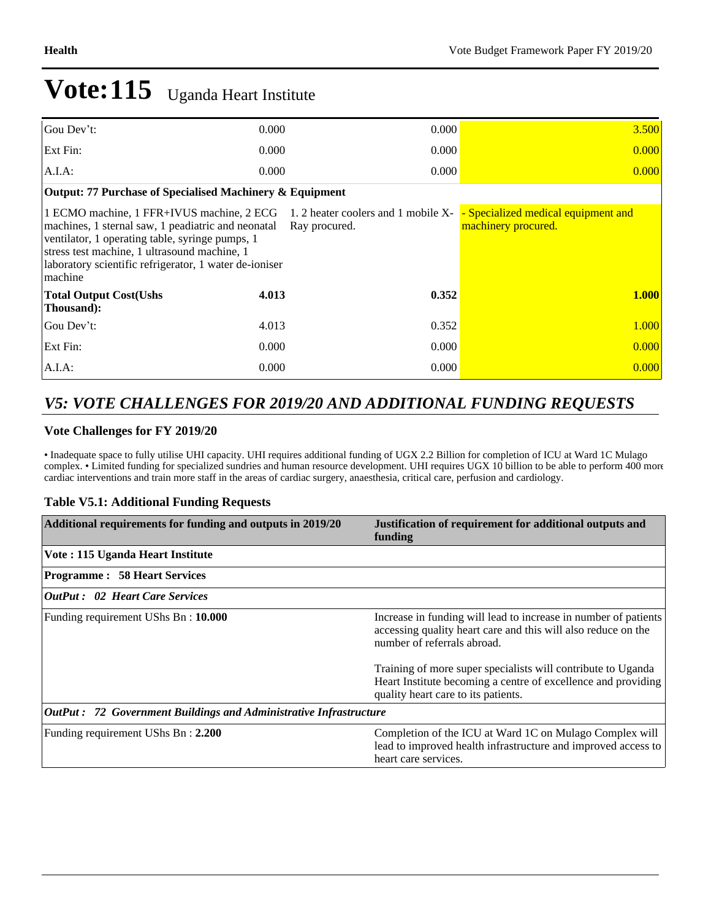# Vote:115 Uganda Heart Institute

| | | | |
|---|---|---|---|
| Gou Dev't: | 0.000 | 0.000 | 3.500 |
| Ext Fin: | 0.000 | 0.000 | 0.000 |
| A.I.A: | 0.000 | 0.000 | 0.000 |
| **Output: 77 Purchase of Specialised Machinery & Equipment** | | | |
| 1 ECMO machine, 1 FFR+IVUS machine, 2 ECG machines, 1 sternal saw, 1 peadiatric and neonatal ventilator, 1 operating table, syringe pumps, 1 stress test machine, 1 ultrasound machine, 1 laboratory scientific refrigerator, 1 water de-ioniser machine | | 1. 2 heater coolers and 1 mobile X-Ray procured. | - Specialized medical equipment and machinery procured. |
| **Total Output Cost(Ushs Thousand):** | **4.013** | **0.352** | **1.000** |
| Gou Dev't: | 4.013 | 0.352 | 1.000 |
| Ext Fin: | 0.000 | 0.000 | 0.000 |
| A.I.A: | 0.000 | 0.000 | 0.000 |

## *V5: VOTE CHALLENGES FOR 2019/20 AND ADDITIONAL FUNDING REQUESTS*

### Vote Challenges for FY 2019/20

• Inadequate space to fully utilise UHI capacity. UHI requires additional funding of UGX 2.2 Billion for completion of ICU at Ward 1C Mulago complex. • Limited funding for specialized sundries and human resource development. UHI requires UGX 10 billion to be able to perform 400 more cardiac interventions and train more staff in the areas of cardiac surgery, anaesthesia, critical care, perfusion and cardiology.

### Table V5.1: Additional Funding Requests

| Additional requirements for funding and outputs in 2019/20 | Justification of requirement for additional outputs and funding |
|---|---|
| **Vote : 115 Uganda Heart Institute** | |
| **Programme : 58 Heart Services** | |
| ***OutPut : 02 Heart Care Services*** | |
| Funding requirement UShs Bn : **10.000** | Increase in funding will lead to increase in number of patients accessing quality heart care and this will also reduce on the number of referrals abroad.<br><br>Training of more super specialists will contribute to Uganda Heart Institute becoming a centre of excellence and providing quality heart care to its patients. |
| ***OutPut : 72 Government Buildings and Administrative Infrastructure*** | |
| Funding requirement UShs Bn : **2.200** | Completion of the ICU at Ward 1C on Mulago Complex will lead to improved health infrastructure and improved access to heart care services. |